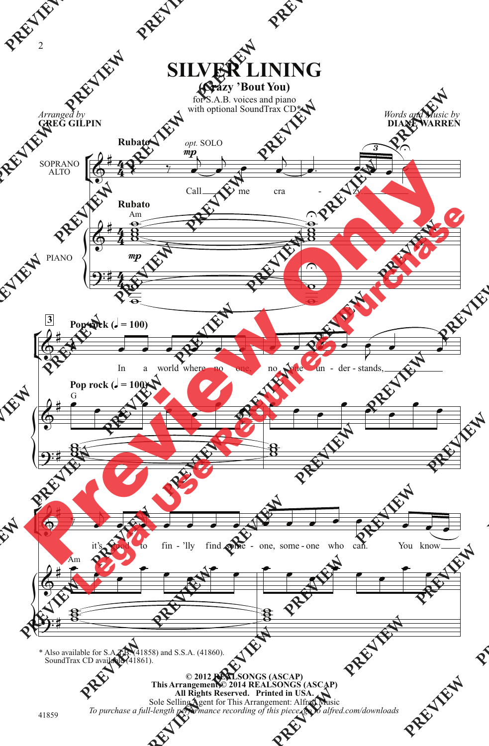# SILVER LINING

## (Crazy 'Bout You)

for S.A.B. voices and piano
with optional SoundTrax CD*

*Arranged by*
**GREG GILPIN**

*Words and Music by*
**DIANE WARREN**

**Rubato**

*opt.* SOLO

Call me cra - zy

**Pop rock (♩ = 100)**

In a world where no one, no one un - der - stands,

it's good to fin - 'lly find some - one, some - one who can. You know

\* Also available for S.A.T.B. (41858) and S.S.A. (41860).
SoundTrax CD available (41861).

**© 2012 REALSONGS (ASCAP)**
**This Arrangement © 2014 REALSONGS (ASCAP)**
**All Rights Reserved. Printed in USA.**
Sole Selling Agent for This Arrangement: Alfred Music
*To purchase a full-length performance recording of this piece, go to alfred.com/downloads*

41859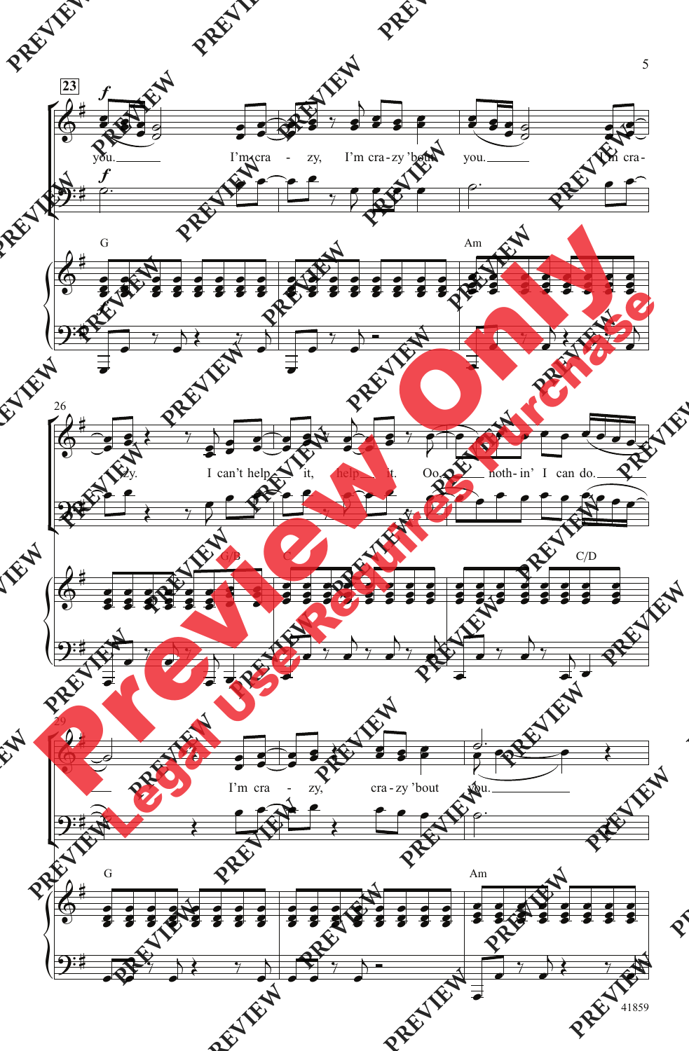23

I'm cra - zy, I'm cra-zy 'bout you. I'm cra-

G Am

26

zy. I can't help it, help it. Oo. noth-in' I can do.

G/B C C/D

29

I'm cra - zy, cra-zy 'bout you.

G Am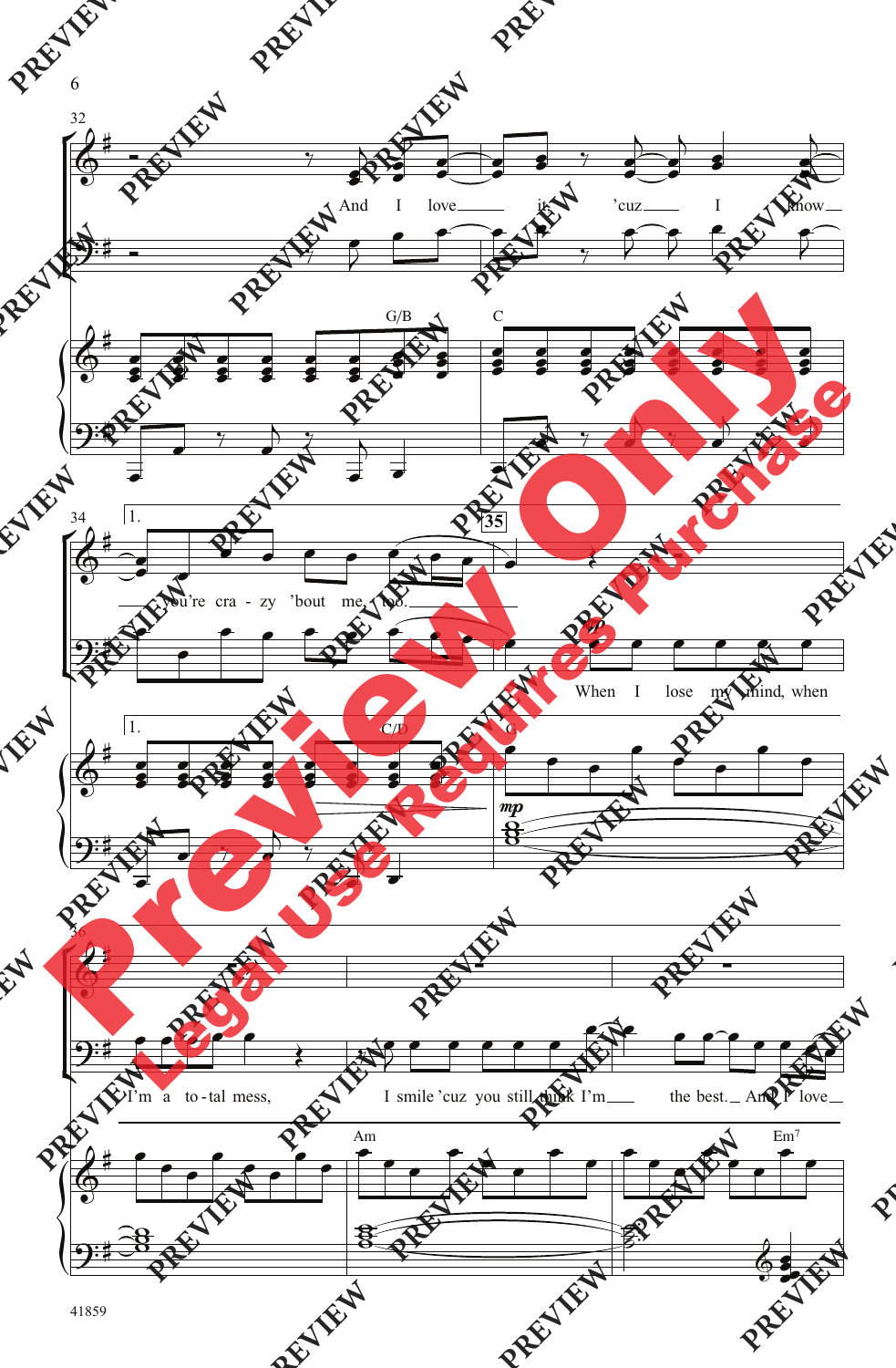And I love it 'cuz I know you're cra - zy 'bout me, too.

When I lose my mind, when I'm a to-tal mess, I smile 'cuz you still think I'm the best. And I love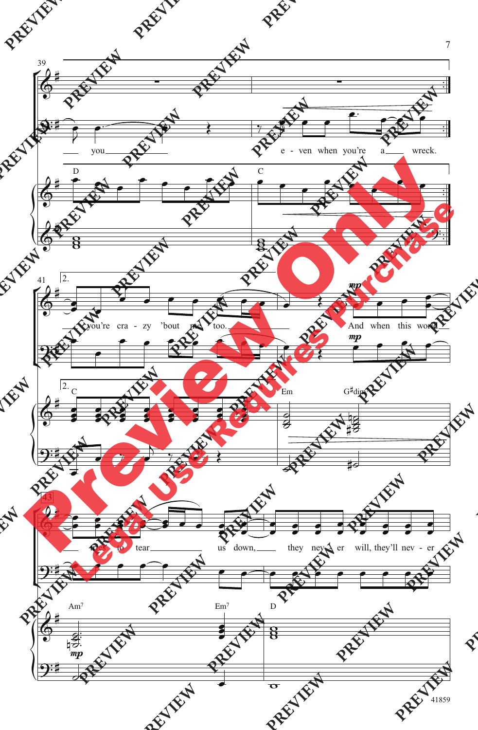you
e - ven when you're a wreck.

D C

you're cra - zy 'bout me too.
And when this world

C Em G♯dim

tries to tear us down, they nev - er will, they'll nev - er

Am7 Em7 D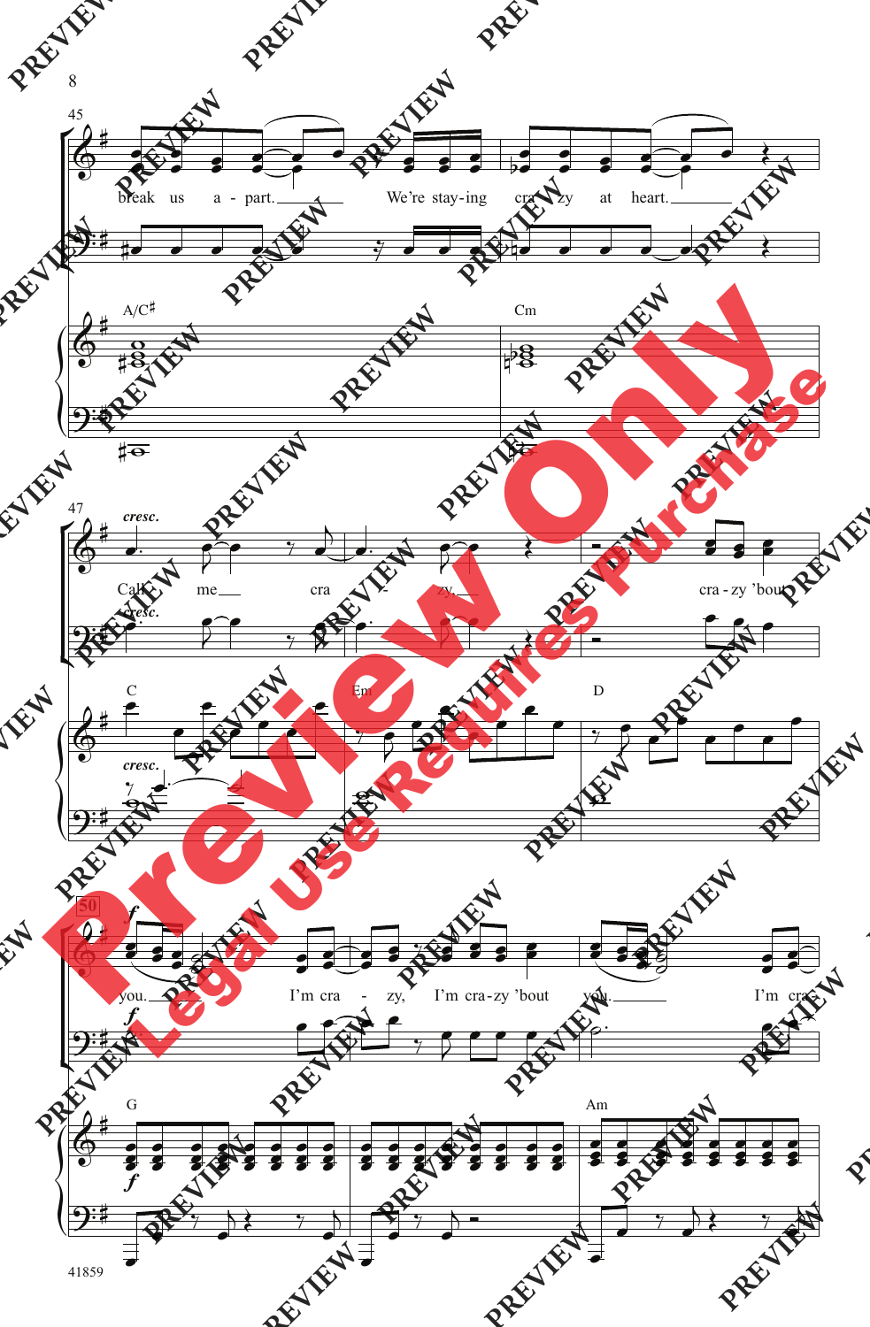break us a - part. We're stay-ing cra - zy at heart.

A/C♯ Cm

*cresc.*

Call me cra - zy. cra - zy 'bout

C Em D

*f*

you. I'm cra - zy, I'm cra-zy 'bout you. I'm cra -

G Am

41859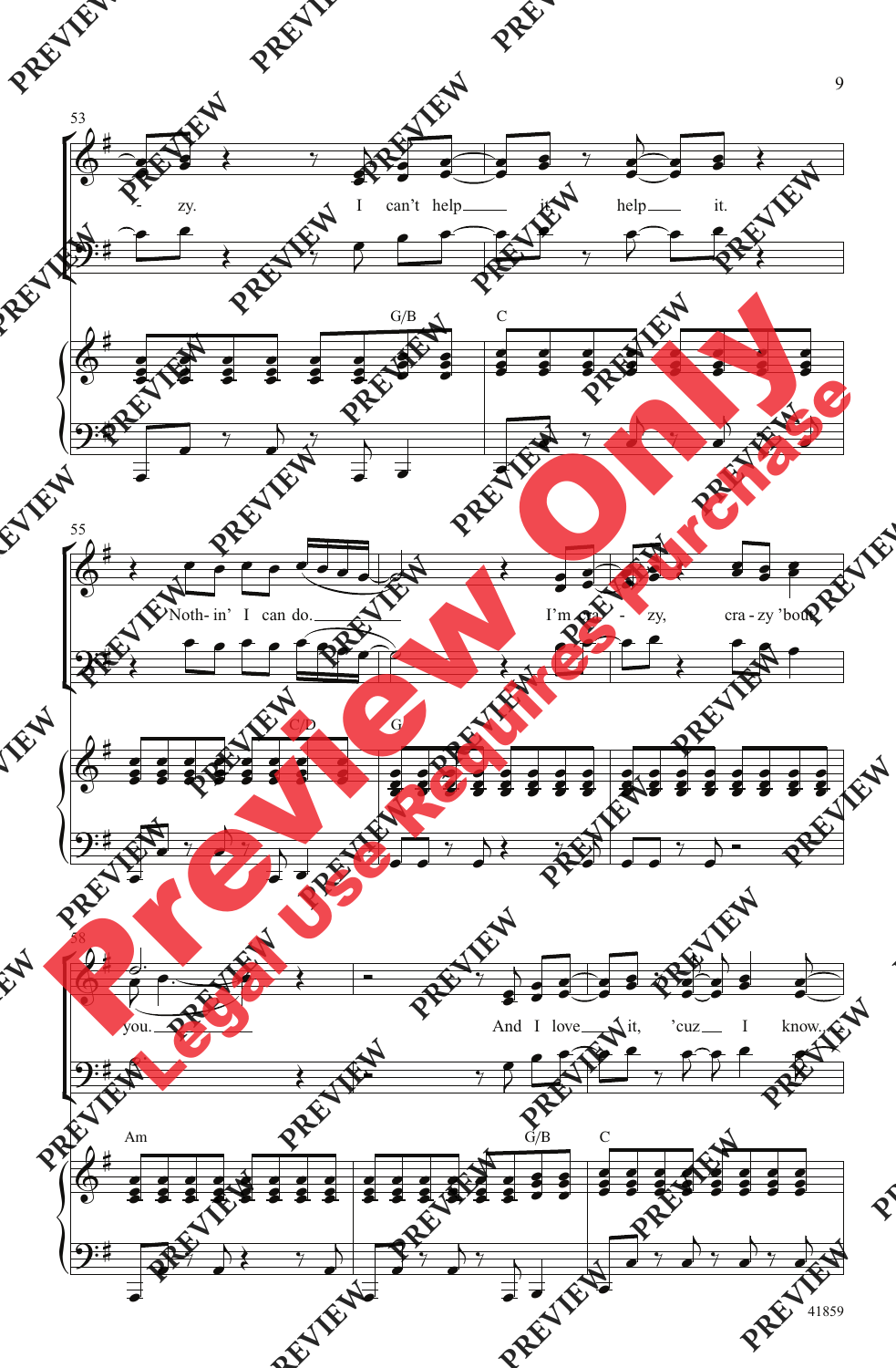53

-zy. I can't help it, help it.

G/B C

55

Noth-in' I can do. I'm cra-zy, cra-zy 'bout

C/D G

58

you. And I love it, 'cuz I know.

Am G/B C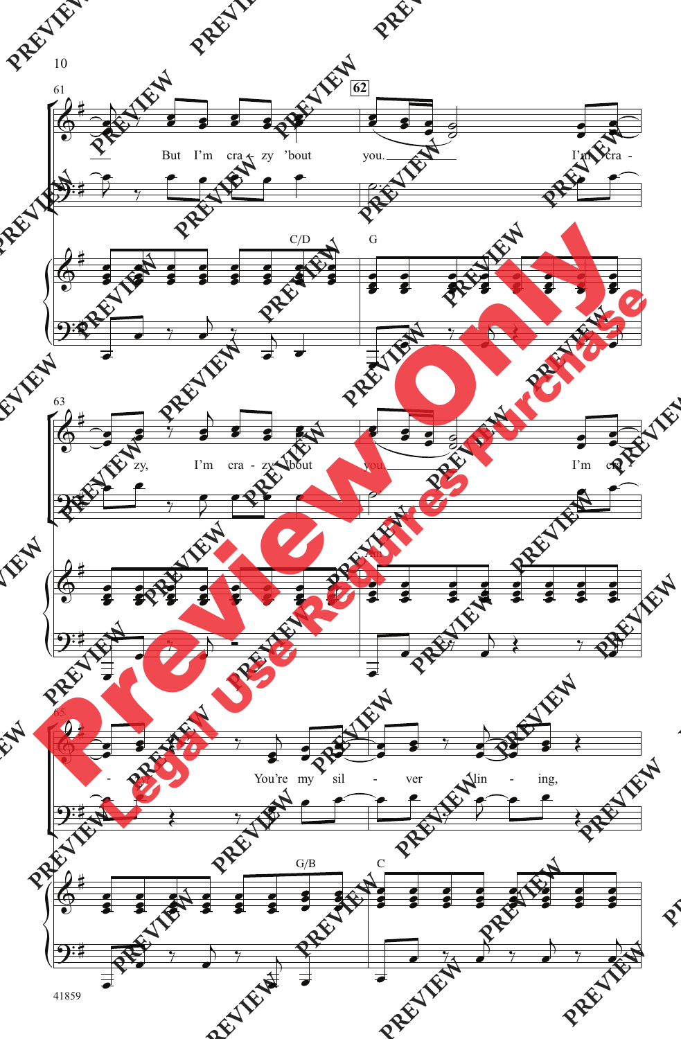But I'm cra - zy 'bout you. I'm cra - zy, I'm cra - zy 'bout you. I'm cra - You're my sil - ver lin - ing,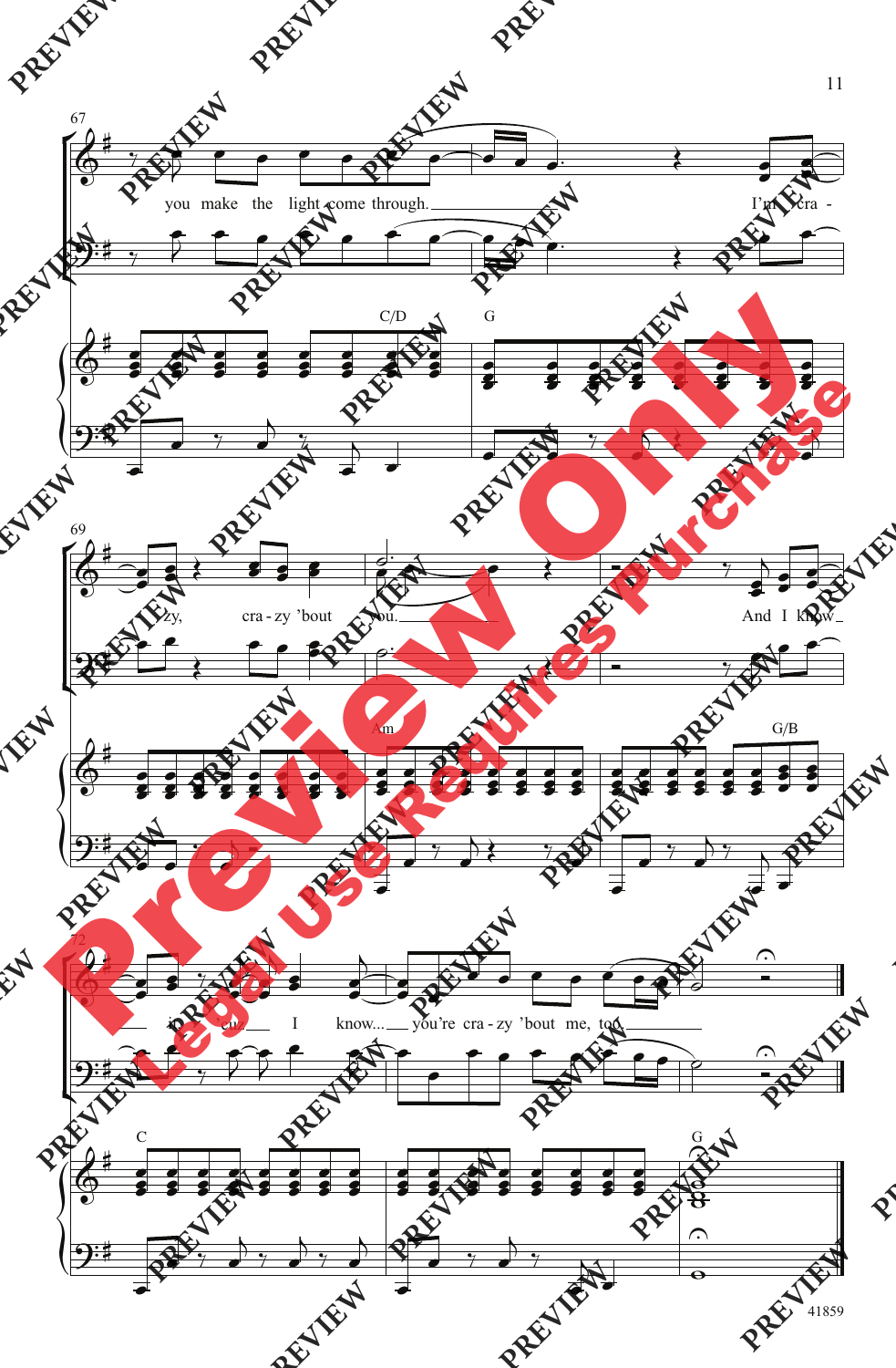67

you make the light come through. I'm cra - zy, cra - zy 'bout you. And I know in my heart I know... you're cra - zy 'bout me, too.

C/D G Am G/B C G

41859